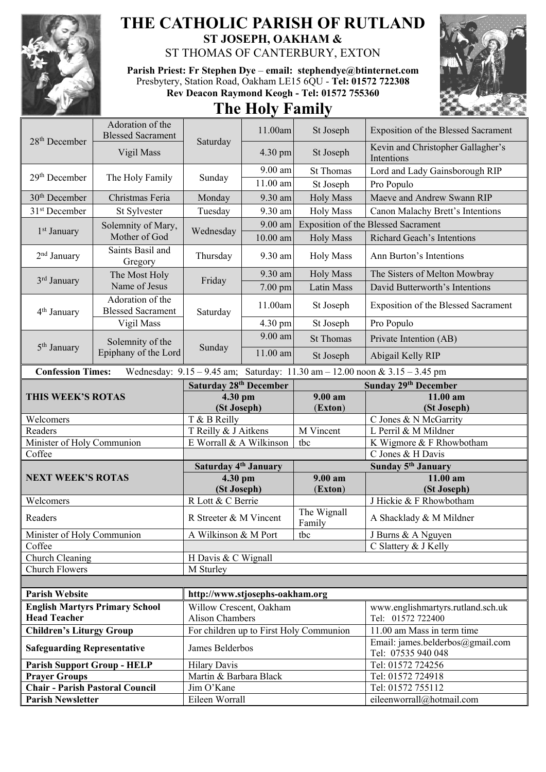# THE CATHOLIC PARISH OF RUTLAND

## ST JOSEPH, OAKHAM & ST THOMAS OF CANTERBURY, EXTON

**Parish Priest: Fr Stephen Dye** – **email: stephendye@btinternet.com**
Presbytery, Station Road, Oakham LE15 6QU - **Tel: 01572 722308**
**Rev Deacon Raymond Keogh - Tel: 01572 755360**

# The Holy Family

| Date | Feast | Day | Time | Place | Intention |
|---|---|---|---|---|---|
| 28th December | Adoration of the Blessed Sacrament | Saturday | 11.00am | St Joseph | Exposition of the Blessed Sacrament |
| | Vigil Mass | | 4.30 pm | St Joseph | Kevin and Christopher Gallagher's Intentions |
| 29th December | The Holy Family | Sunday | 9.00 am | St Thomas | Lord and Lady Gainsborough RIP |
| | | | 11.00 am | St Joseph | Pro Populo |
| 30th December | Christmas Feria | Monday | 9.30 am | Holy Mass | Maeve and Andrew Swann RIP |
| 31st December | St Sylvester | Tuesday | 9.30 am | Holy Mass | Canon Malachy Brett's Intentions |
| 1st January | Solemnity of Mary, Mother of God | Wednesday | 9.00 am | Exposition of the Blessed Sacrament | |
| | | | 10.00 am | Holy Mass | Richard Geach's Intentions |
| 2nd January | Saints Basil and Gregory | Thursday | 9.30 am | Holy Mass | Ann Burton's Intentions |
| 3rd January | The Most Holy Name of Jesus | Friday | 9.30 am | Holy Mass | The Sisters of Melton Mowbray |
| | | | 7.00 pm | Latin Mass | David Butterworth's Intentions |
| 4th January | Adoration of the Blessed Sacrament | Saturday | 11.00am | St Joseph | Exposition of the Blessed Sacrament |
| | Vigil Mass | | 4.30 pm | St Joseph | Pro Populo |
| 5th January | Solemnity of the Epiphany of the Lord | Sunday | 9.00 am | St Thomas | Private Intention (AB) |
| | | | 11.00 am | St Joseph | Abigail Kelly RIP |

**Confession Times:** Wednesday: 9.15 – 9.45 am; Saturday: 11.30 am – 12.00 noon & 3.15 – 3.45 pm

| **THIS WEEK'S ROTAS** | **Saturday 28th December 4.30 pm (St Joseph)** | **Sunday 29th December 9.00 am (Exton)** | **11.00 am (St Joseph)** |
|---|---|---|---|
| Welcomers | T & B Reilly | | C Jones & N McGarrity |
| Readers | T Reilly & J Aitkens | M Vincent | L Perril & M Mildner |
| Minister of Holy Communion | E Worrall & A Wilkinson | tbc | K Wigmore & F Rhowbotham |
| Coffee | | | C Jones & H Davis |
| **NEXT WEEK'S ROTAS** | **Saturday 4th January 4.30 pm (St Joseph)** | **Sunday 5th January 9.00 am (Exton)** | **11.00 am (St Joseph)** |
| Welcomers | R Lott & C Berrie | | J Hickie & F Rhowbotham |
| Readers | R Streeter & M Vincent | The Wignall Family | A Shacklady & M Mildner |
| Minister of Holy Communion | A Wilkinson & M Port | tbc | J Burns & A Nguyen |
| Coffee | | | C Slattery & J Kelly |
| Church Cleaning | H Davis & C Wignall | | |
| Church Flowers | M Sturley | | |

| | | |
|---|---|---|
| **Parish Website** | **http://www.stjosephs-oakham.org** | |
| **English Martyrs Primary School Head Teacher** | Willow Crescent, Oakham Alison Chambers | www.englishmartyrs.rutland.sch.uk Tel: 01572 722400 |
| **Children's Liturgy Group** | For children up to First Holy Communion | 11.00 am Mass in term time |
| **Safeguarding Representative** | James Belderbos | Email: james.belderbos@gmail.com Tel: 07535 940 048 |
| **Parish Support Group - HELP** | Hilary Davis | Tel: 01572 724256 |
| **Prayer Groups** | Martin & Barbara Black | Tel: 01572 724918 |
| **Chair - Parish Pastoral Council** | Jim O'Kane | Tel: 01572 755112 |
| **Parish Newsletter** | Eileen Worrall | eileenworrall@hotmail.com |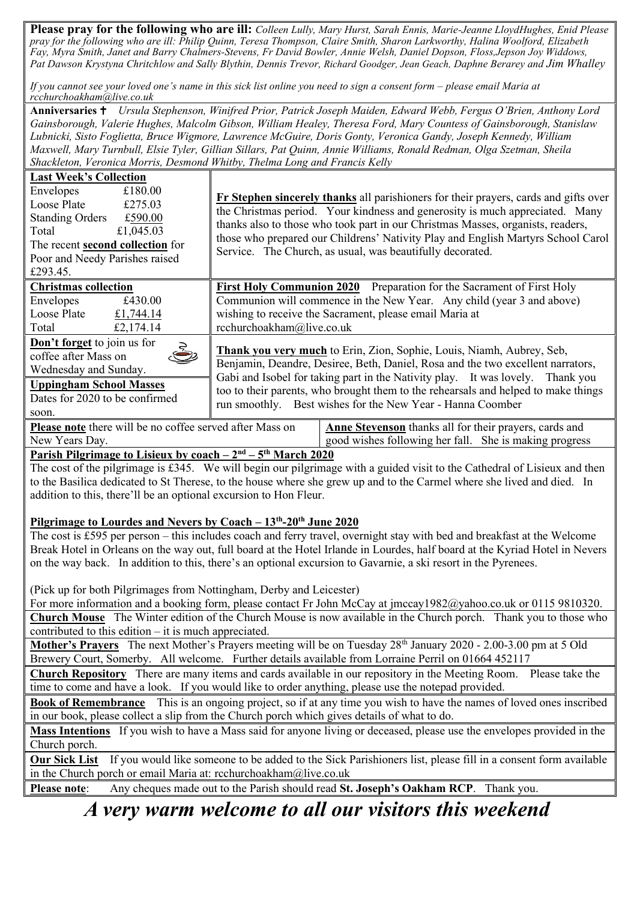**Please pray for the following who are ill:** *Colleen Lully, Mary Hurst, Sarah Ennis, Marie-Jeanne LloydHughes, Enid Please pray for the following who are ill: Philip Quinn, Teresa Thompson, Claire Smith, Sharon Larkworthy, Halina Woolford, Elizabeth Fay, Myra Smith, Janet and Barry Chalmers-Stevens, Fr David Bowler, Annie Welsh, Daniel Dopson, Floss,Jepson Joy Widdows, Pat Dawson Krystyna Chritchlow and Sally Blythin, Dennis Trevor, Richard Goodger, Jean Geach, Daphne Berarey and Jim Whalley*

*If you cannot see your loved one's name in this sick list online you need to sign a consent form – please email Maria at rcchurchoakham@live.co.uk*

**Anniversaries ✝** *Ursula Stephenson, Winifred Prior, Patrick Joseph Maiden, Edward Webb, Fergus O'Brien, Anthony Lord Gainsborough, Valerie Hughes, Malcolm Gibson, William Healey, Theresa Ford, Mary Countess of Gainsborough, Stanislaw Lubnicki, Sisto Foglietta, Bruce Wigmore, Lawrence McGuire, Doris Gonty, Veronica Gandy, Joseph Kennedy, William Maxwell, Mary Turnbull, Elsie Tyler, Gillian Sillars, Pat Quinn, Annie Williams, Ronald Redman, Olga Szetman, Sheila Shackleton, Veronica Morris, Desmond Whitby, Thelma Long and Francis Kelly*

**Last Week's Collection**

| | |
|---|---|
| Envelopes | £180.00 |
| Loose Plate | £275.03 |
| Standing Orders | £590.00 |
| Total | £1,045.03 |

The recent **second collection** for Poor and Needy Parishes raised £293.45.

**Fr Stephen sincerely thanks** all parishioners for their prayers, cards and gifts over the Christmas period. Your kindness and generosity is much appreciated. Many thanks also to those who took part in our Christmas Masses, organists, readers, those who prepared our Childrens' Nativity Play and English Martyrs School Carol Service. The Church, as usual, was beautifully decorated.

**Christmas collection**

| | |
|---|---|
| Envelopes | £430.00 |
| Loose Plate | £1,744.14 |
| Total | £2,174.14 |

**First Holy Communion 2020** Preparation for the Sacrament of First Holy Communion will commence in the New Year. Any child (year 3 and above) wishing to receive the Sacrament, please email Maria at rcchurchoakham@live.co.uk

**Don't forget** to join us for coffee after Mass on Wednesday and Sunday.

**Uppingham School Masses** Dates for 2020 to be confirmed soon.

**Thank you very much** to Erin, Zion, Sophie, Louis, Niamh, Aubrey, Seb, Benjamin, Deandre, Desiree, Beth, Daniel, Rosa and the two excellent narrators, Gabi and Isobel for taking part in the Nativity play. It was lovely. Thank you too to their parents, who brought them to the rehearsals and helped to make things run smoothly. Best wishes for the New Year - Hanna Coomber

**Please note** there will be no coffee served after Mass on New Years Day.

**Anne Stevenson** thanks all for their prayers, cards and good wishes following her fall. She is making progress

**Parish Pilgrimage to Lisieux by coach – 2nd – 5th March 2020**

The cost of the pilgrimage is £345. We will begin our pilgrimage with a guided visit to the Cathedral of Lisieux and then to the Basilica dedicated to St Therese, to the house where she grew up and to the Carmel where she lived and died. In addition to this, there'll be an optional excursion to Hon Fleur.

**Pilgrimage to Lourdes and Nevers by Coach – 13th-20th June 2020**

The cost is £595 per person – this includes coach and ferry travel, overnight stay with bed and breakfast at the Welcome Break Hotel in Orleans on the way out, full board at the Hotel Irlande in Lourdes, half board at the Kyriad Hotel in Nevers on the way back. In addition to this, there's an optional excursion to Gavarnie, a ski resort in the Pyrenees.

(Pick up for both Pilgrimages from Nottingham, Derby and Leicester)

For more information and a booking form, please contact Fr John McCay at jmccay1982@yahoo.co.uk or 0115 9810320.

**Church Mouse** The Winter edition of the Church Mouse is now available in the Church porch. Thank you to those who contributed to this edition – it is much appreciated.

**Mother's Prayers** The next Mother's Prayers meeting will be on Tuesday 28th January 2020 - 2.00-3.00 pm at 5 Old Brewery Court, Somerby. All welcome. Further details available from Lorraine Perril on 01664 452117

**Church Repository** There are many items and cards available in our repository in the Meeting Room. Please take the time to come and have a look. If you would like to order anything, please use the notepad provided.

**Book of Remembrance** This is an ongoing project, so if at any time you wish to have the names of loved ones inscribed in our book, please collect a slip from the Church porch which gives details of what to do.

**Mass Intentions** If you wish to have a Mass said for anyone living or deceased, please use the envelopes provided in the Church porch.

**Our Sick List** If you would like someone to be added to the Sick Parishioners list, please fill in a consent form available in the Church porch or email Maria at: rcchurchoakham@live.co.uk

**Please note**: Any cheques made out to the Parish should read **St. Joseph's Oakham RCP**. Thank you.

***A very warm welcome to all our visitors this weekend***